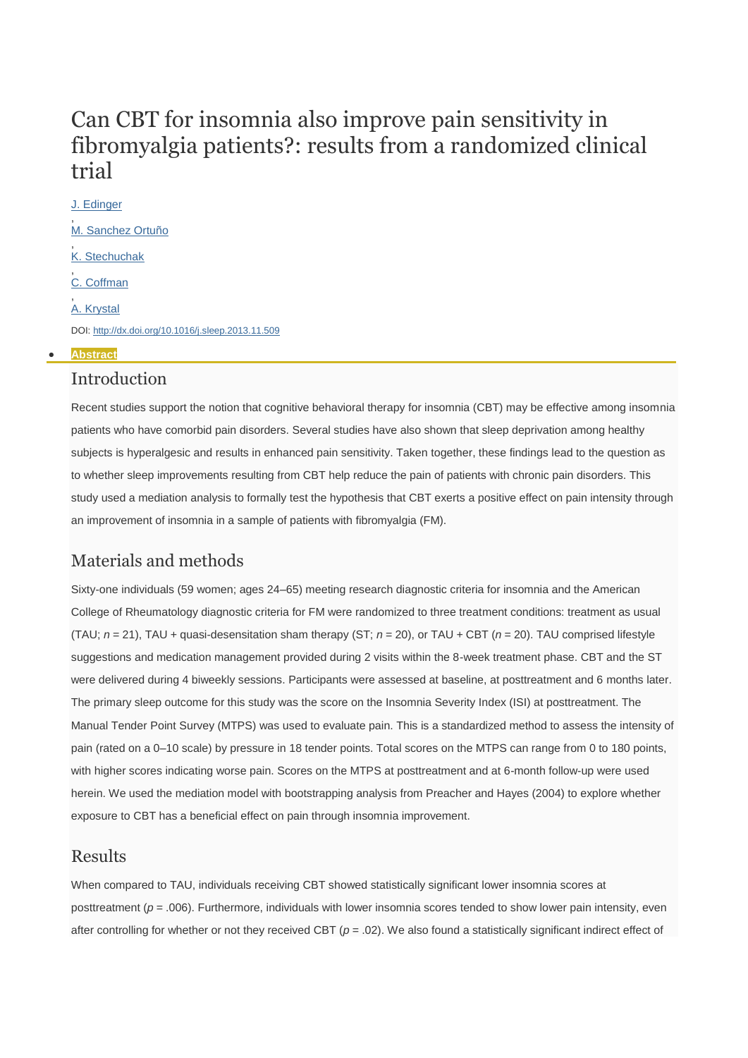# Can CBT for insomnia also improve pain sensitivity in fibromyalgia patients?: results from a randomized clinical trial

J. Edinger, M. Sanchez Ortuño, K. Stechuchak, C. Coffman, A. Krystal

DOI: http://dx.doi.org/10.1016/j.sleep.2013.11.509

- **Abstract**

## Introduction

Recent studies support the notion that cognitive behavioral therapy for insomnia (CBT) may be effective among insomnia patients who have comorbid pain disorders. Several studies have also shown that sleep deprivation among healthy subjects is hyperalgesic and results in enhanced pain sensitivity. Taken together, these findings lead to the question as to whether sleep improvements resulting from CBT help reduce the pain of patients with chronic pain disorders. This study used a mediation analysis to formally test the hypothesis that CBT exerts a positive effect on pain intensity through an improvement of insomnia in a sample of patients with fibromyalgia (FM).

## Materials and methods

Sixty-one individuals (59 women; ages 24–65) meeting research diagnostic criteria for insomnia and the American College of Rheumatology diagnostic criteria for FM were randomized to three treatment conditions: treatment as usual (TAU; $n$ = 21), TAU + quasi-desensitation sham therapy (ST; $n$ = 20), or TAU + CBT ($n$ = 20). TAU comprised lifestyle suggestions and medication management provided during 2 visits within the 8-week treatment phase. CBT and the ST were delivered during 4 biweekly sessions. Participants were assessed at baseline, at posttreatment and 6 months later. The primary sleep outcome for this study was the score on the Insomnia Severity Index (ISI) at posttreatment. The Manual Tender Point Survey (MTPS) was used to evaluate pain. This is a standardized method to assess the intensity of pain (rated on a 0–10 scale) by pressure in 18 tender points. Total scores on the MTPS can range from 0 to 180 points, with higher scores indicating worse pain. Scores on the MTPS at posttreatment and at 6-month follow-up were used herein. We used the mediation model with bootstrapping analysis from Preacher and Hayes (2004) to explore whether exposure to CBT has a beneficial effect on pain through insomnia improvement.

## Results

When compared to TAU, individuals receiving CBT showed statistically significant lower insomnia scores at posttreatment ($p$ = .006). Furthermore, individuals with lower insomnia scores tended to show lower pain intensity, even after controlling for whether or not they received CBT ($p$ = .02). We also found a statistically significant indirect effect of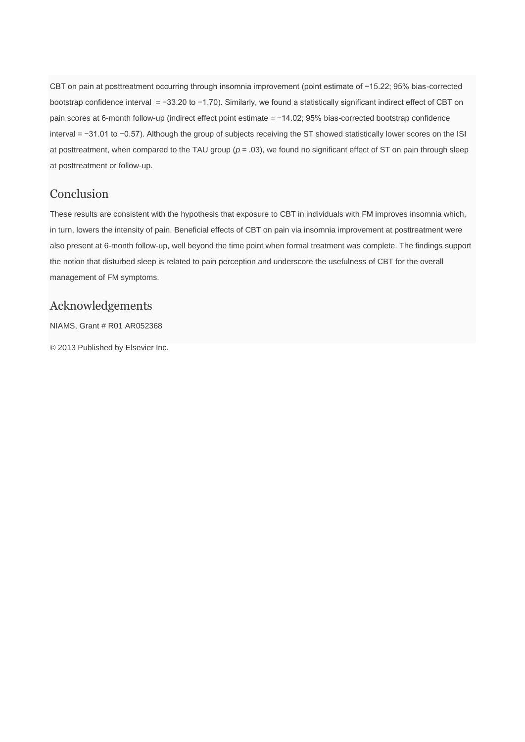CBT on pain at posttreatment occurring through insomnia improvement (point estimate of −15.22; 95% bias-corrected bootstrap confidence interval = −33.20 to −1.70). Similarly, we found a statistically significant indirect effect of CBT on pain scores at 6-month follow-up (indirect effect point estimate = −14.02; 95% bias-corrected bootstrap confidence interval = −31.01 to −0.57). Although the group of subjects receiving the ST showed statistically lower scores on the ISI at posttreatment, when compared to the TAU group ($p = .03$), we found no significant effect of ST on pain through sleep at posttreatment or follow-up.

## Conclusion

These results are consistent with the hypothesis that exposure to CBT in individuals with FM improves insomnia which, in turn, lowers the intensity of pain. Beneficial effects of CBT on pain via insomnia improvement at posttreatment were also present at 6-month follow-up, well beyond the time point when formal treatment was complete. The findings support the notion that disturbed sleep is related to pain perception and underscore the usefulness of CBT for the overall management of FM symptoms.

## Acknowledgements

NIAMS, Grant # R01 AR052368

© 2013 Published by Elsevier Inc.